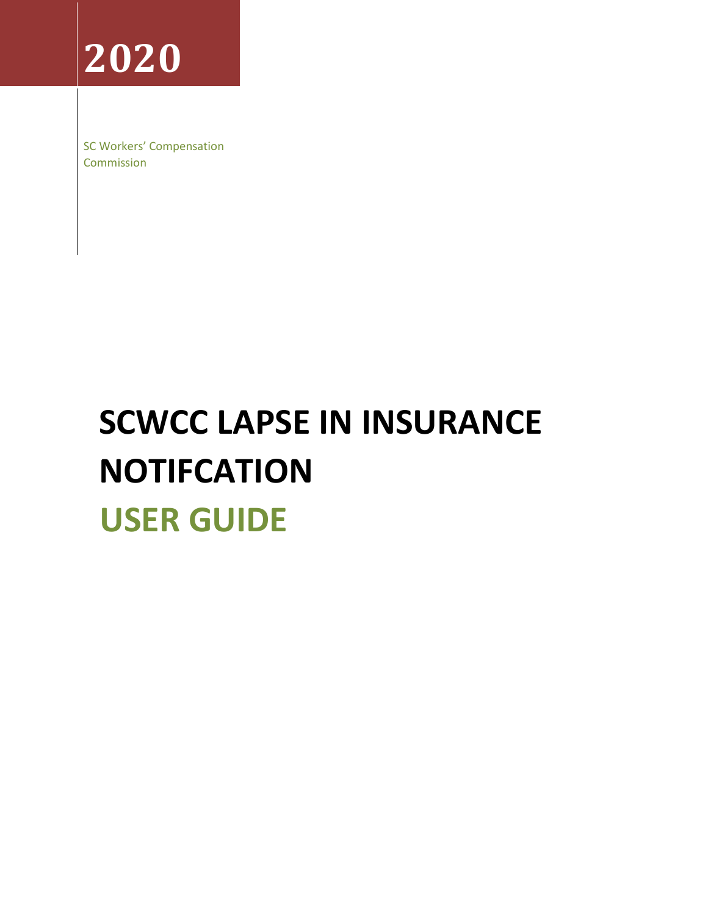**2020**

SC Workers' Compensation Commission

# SCWCC LAPSE IN INSURANCE NOTIFCATION

# USER GUIDE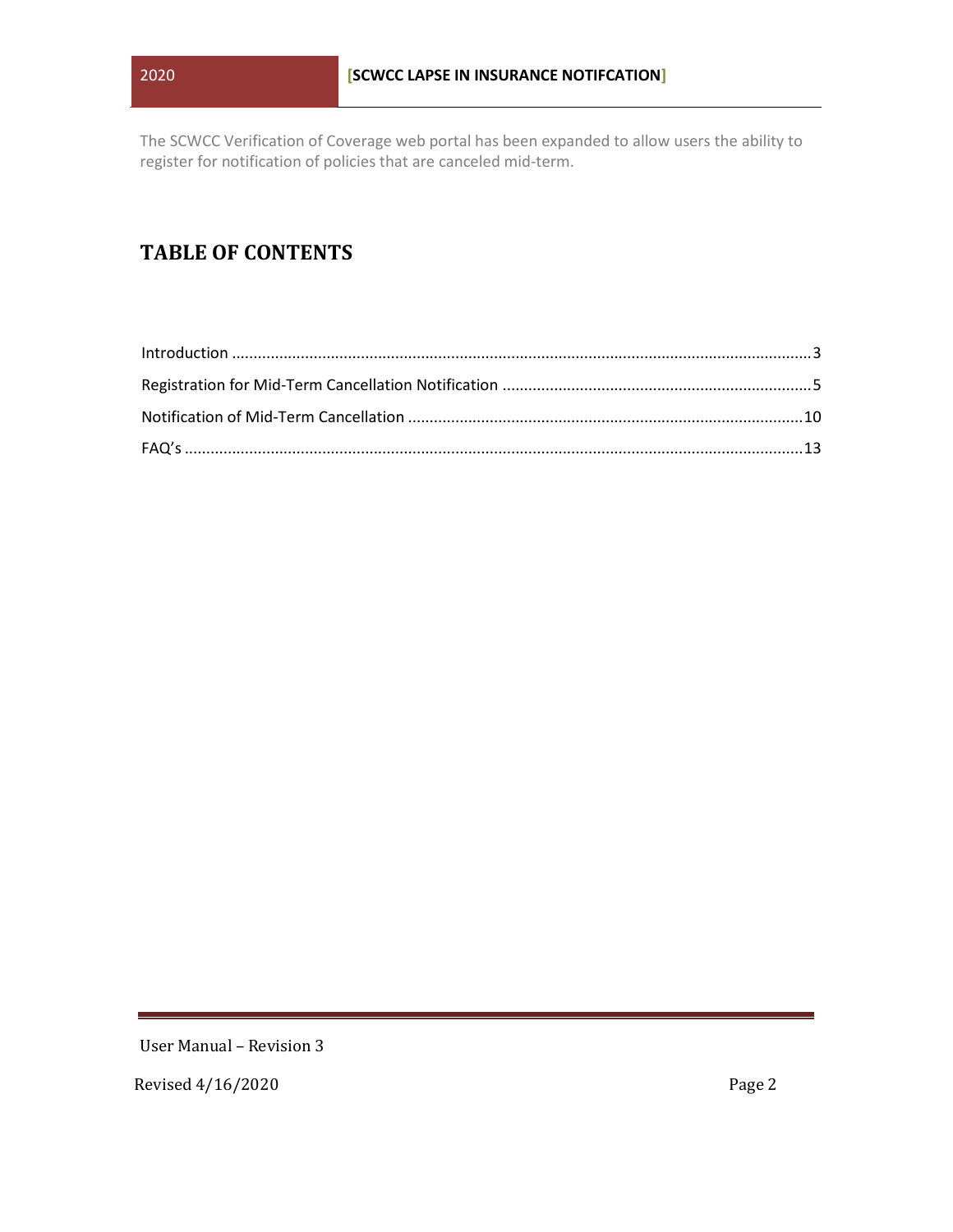The SCWCC Verification of Coverage web portal has been expanded to allow users the ability to register for notification of policies that are canceled mid-term.

# TABLE OF CONTENTS

Introduction ..................................................................................................................................... 3

Registration for Mid-Term Cancellation Notification ....................................................................... 5

Notification of Mid-Term Cancellation ........................................................................................... 10

FAQ's ............................................................................................................................................. 13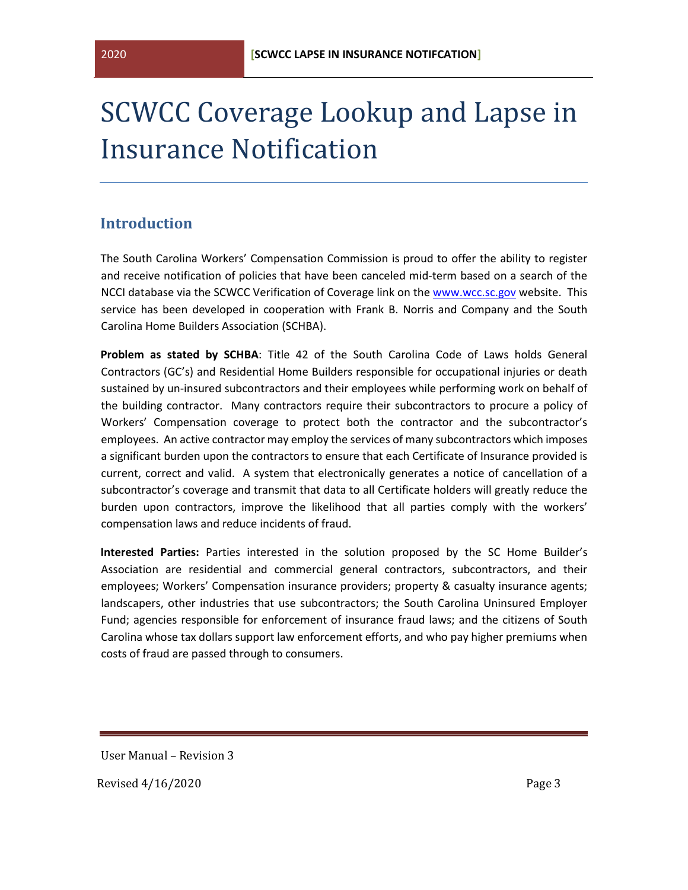# SCWCC Coverage Lookup and Lapse in Insurance Notification

## Introduction

The South Carolina Workers' Compensation Commission is proud to offer the ability to register and receive notification of policies that have been canceled mid-term based on a search of the NCCI database via the SCWCC Verification of Coverage link on the www.wcc.sc.gov website. This service has been developed in cooperation with Frank B. Norris and Company and the South Carolina Home Builders Association (SCHBA).

**Problem as stated by SCHBA**: Title 42 of the South Carolina Code of Laws holds General Contractors (GC's) and Residential Home Builders responsible for occupational injuries or death sustained by un-insured subcontractors and their employees while performing work on behalf of the building contractor. Many contractors require their subcontractors to procure a policy of Workers' Compensation coverage to protect both the contractor and the subcontractor's employees. An active contractor may employ the services of many subcontractors which imposes a significant burden upon the contractors to ensure that each Certificate of Insurance provided is current, correct and valid. A system that electronically generates a notice of cancellation of a subcontractor's coverage and transmit that data to all Certificate holders will greatly reduce the burden upon contractors, improve the likelihood that all parties comply with the workers' compensation laws and reduce incidents of fraud.

**Interested Parties:** Parties interested in the solution proposed by the SC Home Builder's Association are residential and commercial general contractors, subcontractors, and their employees; Workers' Compensation insurance providers; property & casualty insurance agents; landscapers, other industries that use subcontractors; the South Carolina Uninsured Employer Fund; agencies responsible for enforcement of insurance fraud laws; and the citizens of South Carolina whose tax dollars support law enforcement efforts, and who pay higher premiums when costs of fraud are passed through to consumers.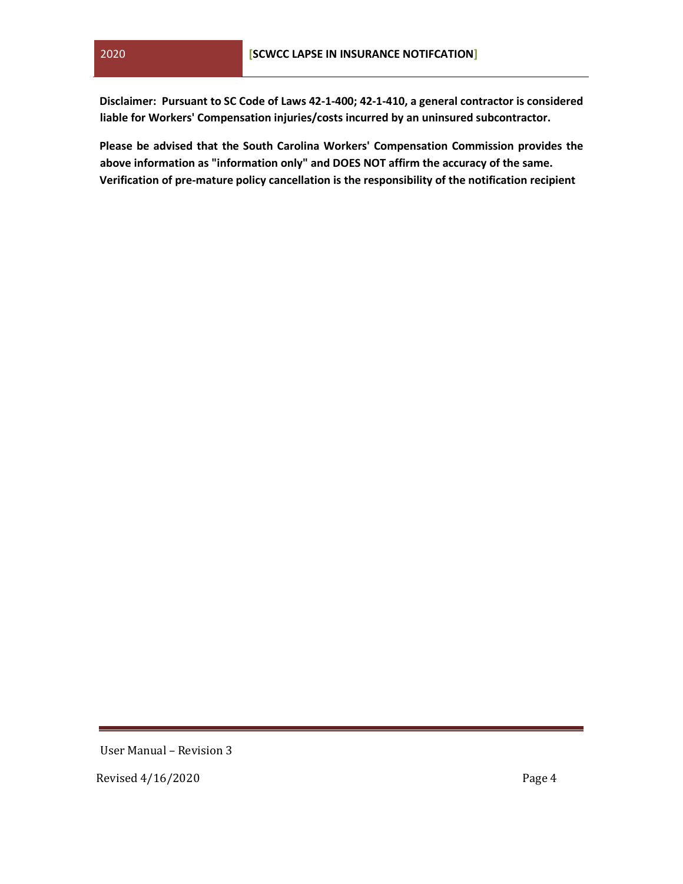**Disclaimer: Pursuant to SC Code of Laws 42-1-400; 42-1-410, a general contractor is considered liable for Workers' Compensation injuries/costs incurred by an uninsured subcontractor.**

**Please be advised that the South Carolina Workers' Compensation Commission provides the above information as "information only" and DOES NOT affirm the accuracy of the same. Verification of pre-mature policy cancellation is the responsibility of the notification recipient**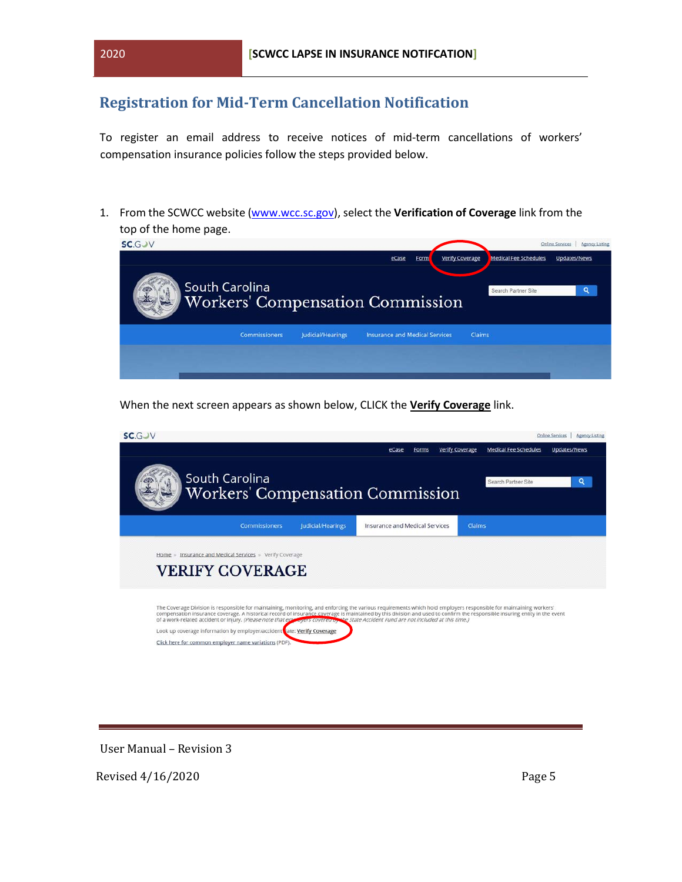## Registration for Mid-Term Cancellation Notification

To register an email address to receive notices of mid-term cancellations of workers' compensation insurance policies follow the steps provided below.

1. From the SCWCC website (www.wcc.sc.gov), select the **Verification of Coverage** link from the top of the home page.

   When the next screen appears as shown below, CLICK the **Verify Coverage** link.

User Manual – Revision 3

Revised 4/16/2020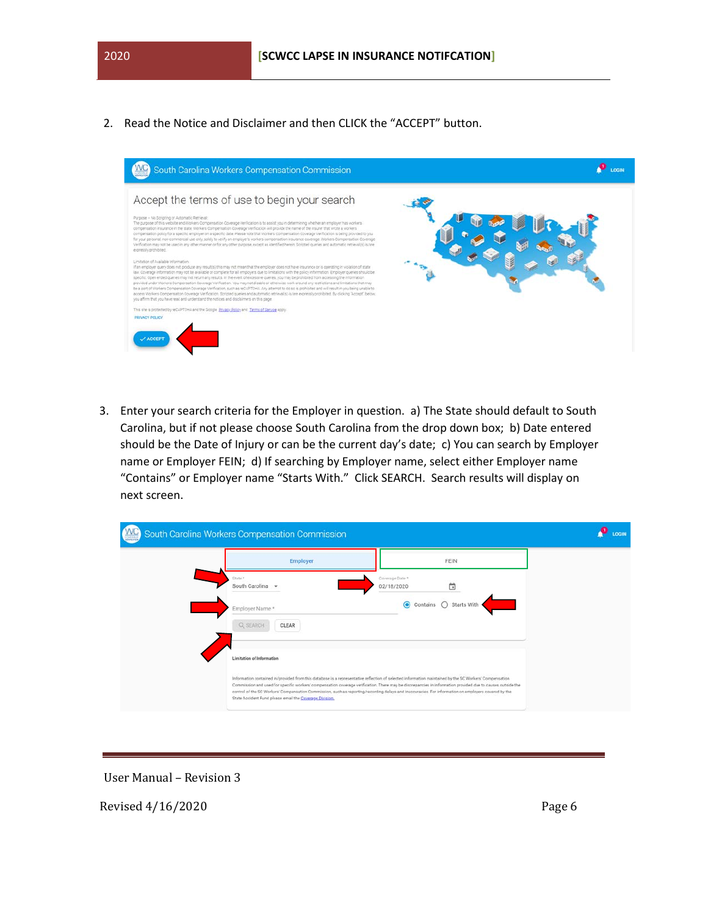2. Read the Notice and Disclaimer and then CLICK the "ACCEPT" button.

3. Enter your search criteria for the Employer in question. a) The State should default to South Carolina, but if not please choose South Carolina from the drop down box; b) Date entered should be the Date of Injury or can be the current day's date; c) You can search by Employer name or Employer FEIN; d) If searching by Employer name, select either Employer name "Contains" or Employer name "Starts With." Click SEARCH. Search results will display on next screen.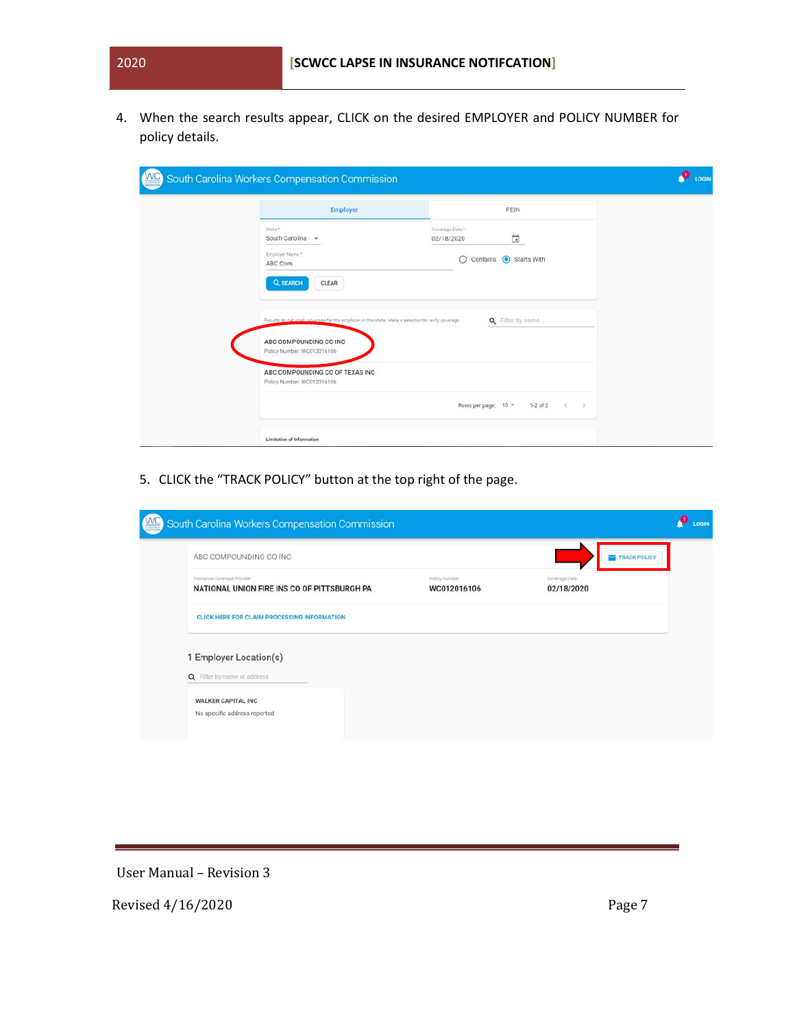4. When the search results appear, CLICK on the desired EMPLOYER and POLICY NUMBER for policy details.

5. CLICK the "TRACK POLICY" button at the top right of the page.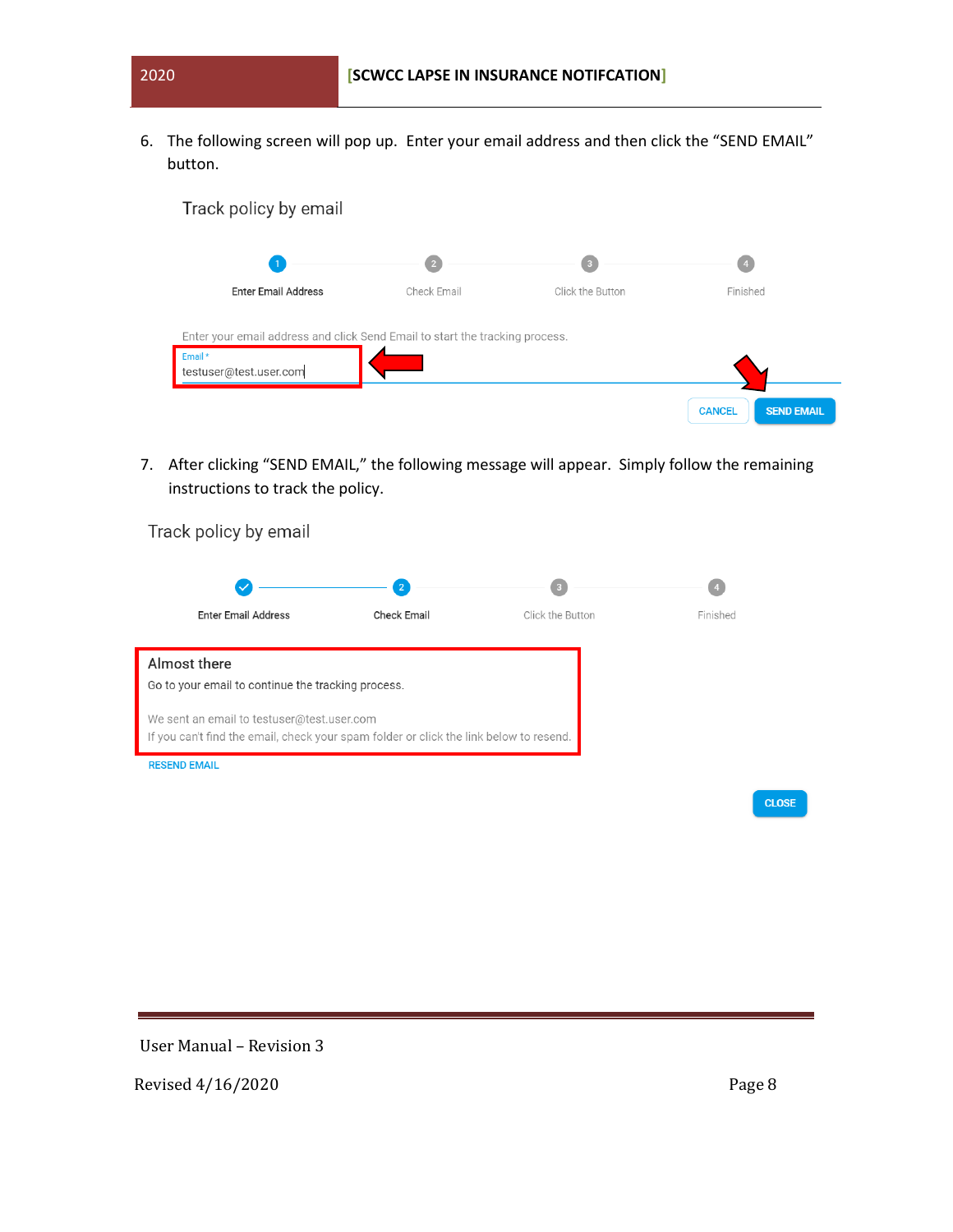6. The following screen will pop up. Enter your email address and then click the "SEND EMAIL" button.

Track policy by email

1 Enter Email Address — 2 Check Email — 3 Click the Button — 4 Finished

Enter your email address and click Send Email to start the tracking process.

Email *
testuser@test.user.com

CANCEL | SEND EMAIL

7. After clicking "SEND EMAIL," the following message will appear. Simply follow the remaining instructions to track the policy.

Track policy by email

Enter Email Address — 2 Check Email — 3 Click the Button — 4 Finished

Almost there

Go to your email to continue the tracking process.

We sent an email to testuser@test.user.com
If you can't find the email, check your spam folder or click the link below to resend.

RESEND EMAIL

CLOSE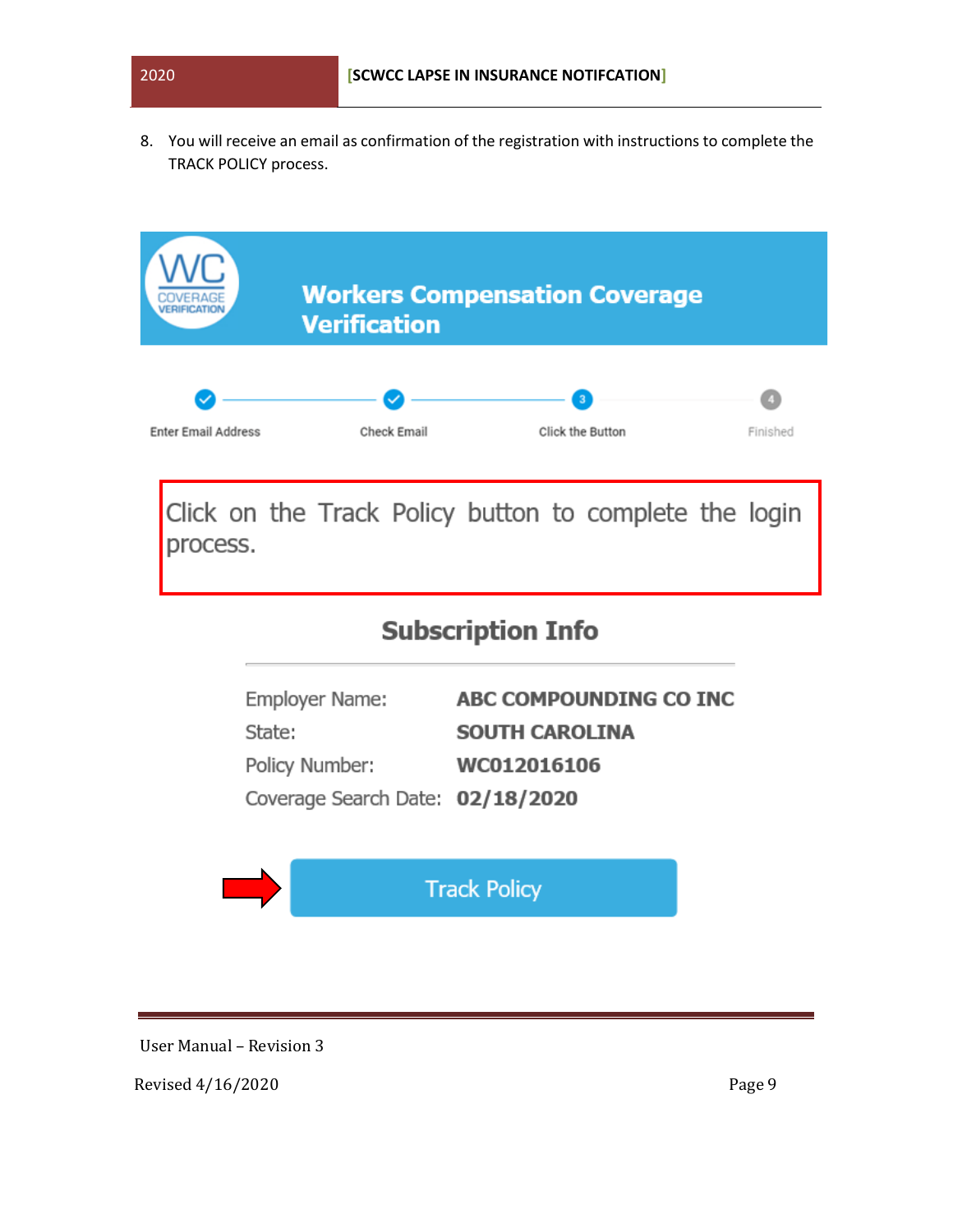8. You will receive an email as confirmation of the registration with instructions to complete the TRACK POLICY process.

**Workers Compensation Coverage Verification**

Enter Email Address — Check Email — Click the Button — Finished

Click on the Track Policy button to complete the login process.

## Subscription Info

| | |
|---|---|
| Employer Name: | **ABC COMPOUNDING CO INC** |
| State: | **SOUTH CAROLINA** |
| Policy Number: | **WC012016106** |
| Coverage Search Date: | **02/18/2020** |

Track Policy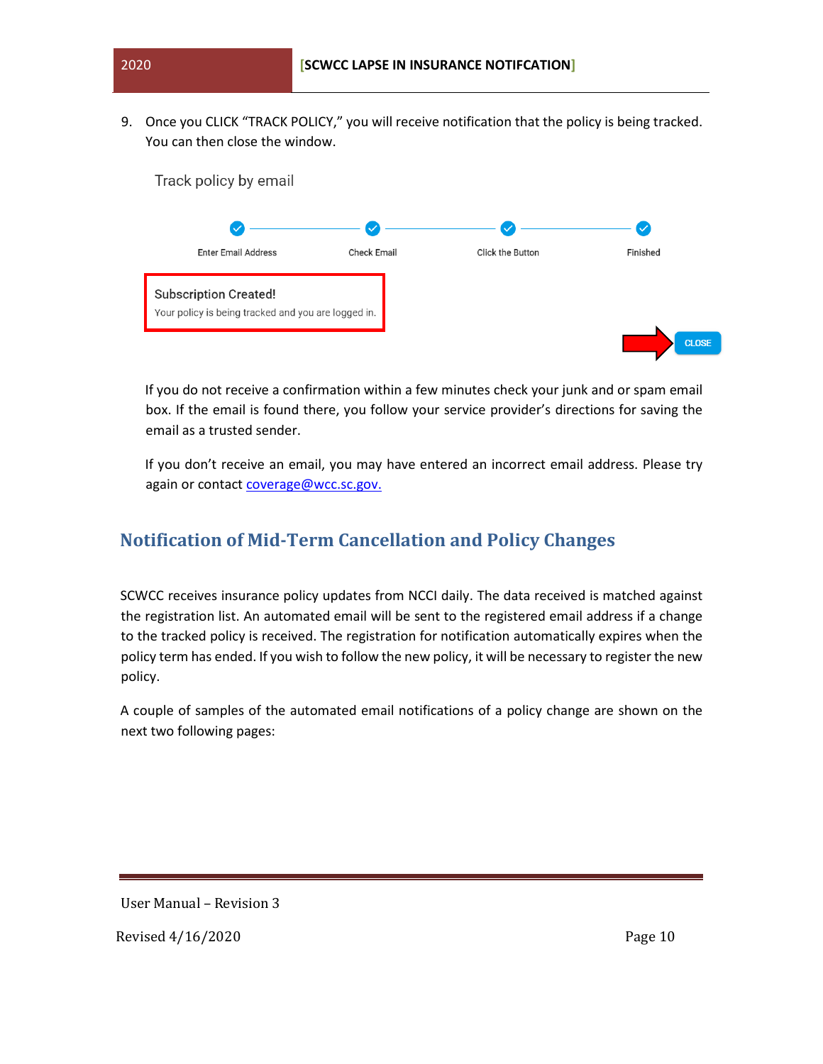9. Once you CLICK "TRACK POLICY," you will receive notification that the policy is being tracked. You can then close the window.

Track policy by email

Enter Email Address | Check Email | Click the Button | Finished

Subscription Created!
Your policy is being tracked and you are logged in.

CLOSE

If you do not receive a confirmation within a few minutes check your junk and or spam email box. If the email is found there, you follow your service provider's directions for saving the email as a trusted sender.

If you don't receive an email, you may have entered an incorrect email address. Please try again or contact coverage@wcc.sc.gov.

## Notification of Mid-Term Cancellation and Policy Changes

SCWCC receives insurance policy updates from NCCI daily. The data received is matched against the registration list. An automated email will be sent to the registered email address if a change to the tracked policy is received. The registration for notification automatically expires when the policy term has ended. If you wish to follow the new policy, it will be necessary to register the new policy.

A couple of samples of the automated email notifications of a policy change are shown on the next two following pages: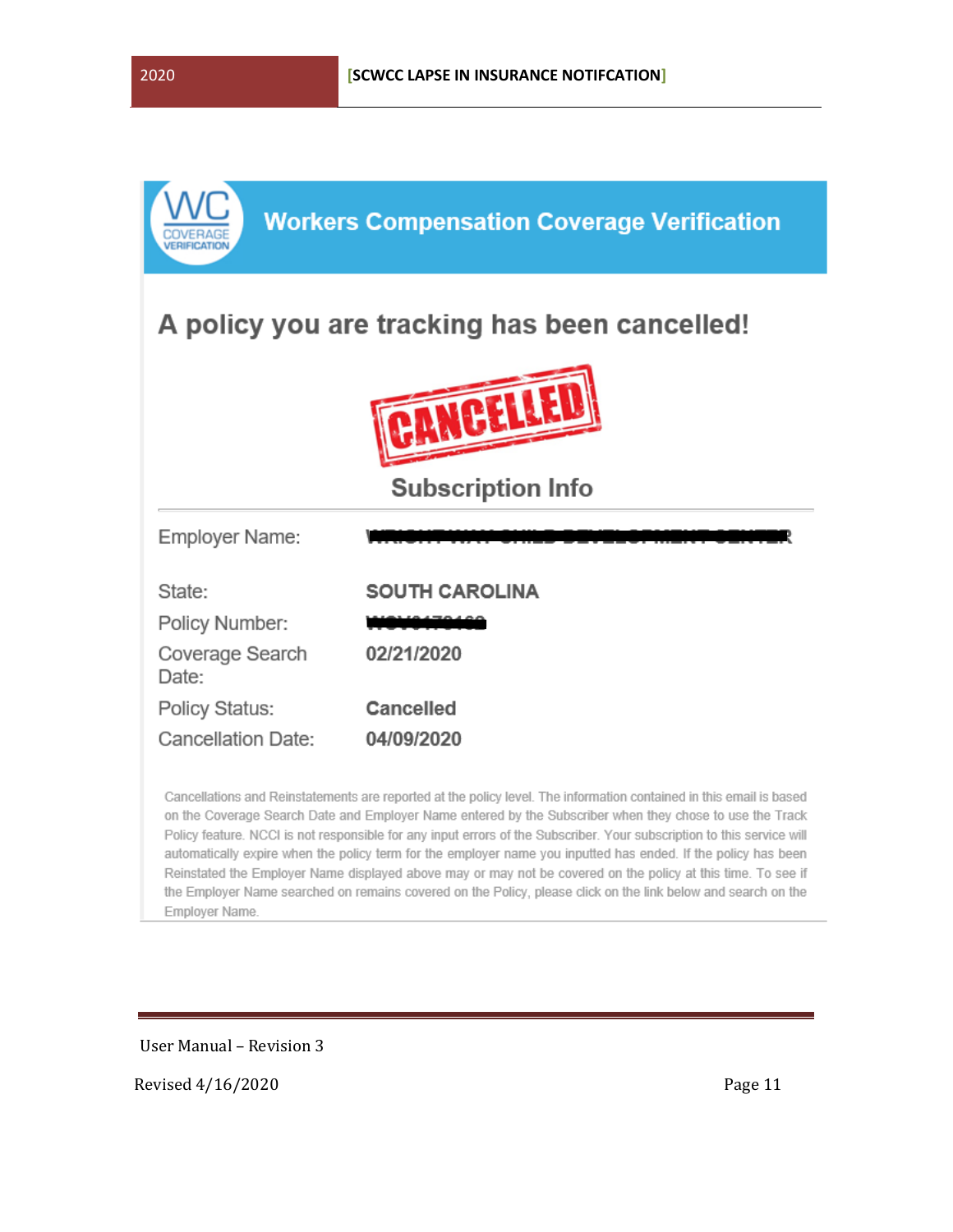## Workers Compensation Coverage Verification

### A policy you are tracking has been cancelled!

CANCELLED

#### Subscription Info

| | |
|---|---|
| Employer Name: | [redacted] |
| State: | SOUTH CAROLINA |
| Policy Number: | [redacted] |
| Coverage Search Date: | 02/21/2020 |
| Policy Status: | Cancelled |
| Cancellation Date: | 04/09/2020 |

Cancellations and Reinstatements are reported at the policy level. The information contained in this email is based on the Coverage Search Date and Employer Name entered by the Subscriber when they chose to use the Track Policy feature. NCCI is not responsible for any input errors of the Subscriber. Your subscription to this service will automatically expire when the policy term for the employer name you inputted has ended. If the policy has been Reinstated the Employer Name displayed above may or may not be covered on the policy at this time. To see if the Employer Name searched on remains covered on the Policy, please click on the link below and search on the Employer Name.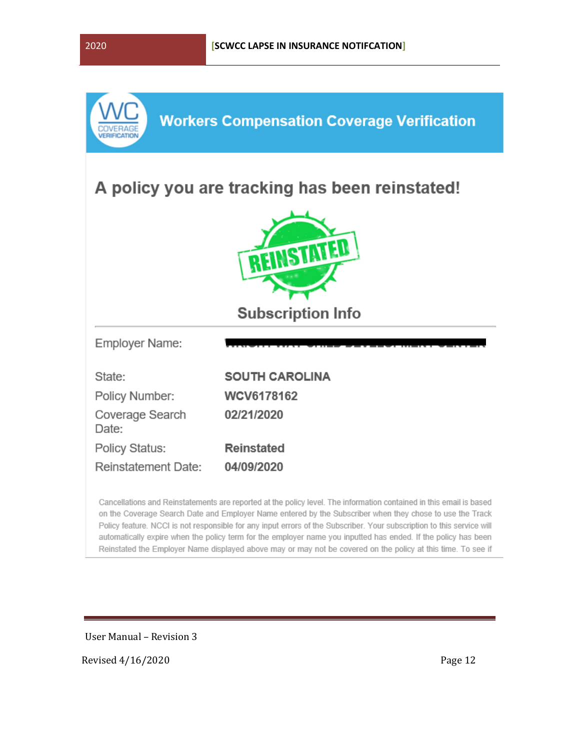## Workers Compensation Coverage Verification

## A policy you are tracking has been reinstated!

REINSTATED

### Subscription Info

| | |
|---|---|
| Employer Name: | [REDACTED] |
| State: | SOUTH CAROLINA |
| Policy Number: | WCV6178162 |
| Coverage Search Date: | 02/21/2020 |
| Policy Status: | Reinstated |
| Reinstatement Date: | 04/09/2020 |

Cancellations and Reinstatements are reported at the policy level. The information contained in this email is based on the Coverage Search Date and Employer Name entered by the Subscriber when they chose to use the Track Policy feature. NCCI is not responsible for any input errors of the Subscriber. Your subscription to this service will automatically expire when the policy term for the employer name you inputted has ended. If the policy has been Reinstated the Employer Name displayed above may or may not be covered on the policy at this time. To see if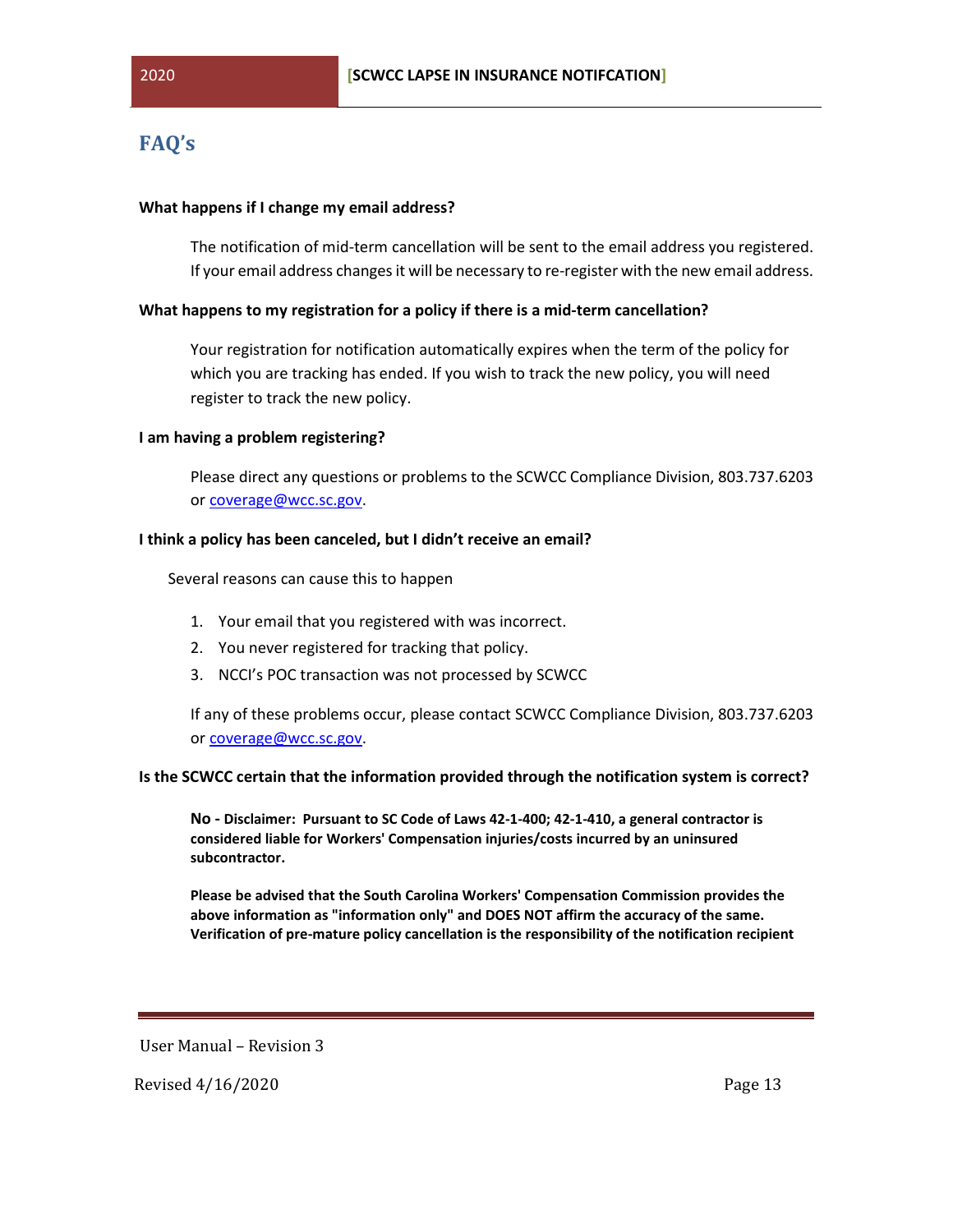## FAQ's

**What happens if I change my email address?**

The notification of mid-term cancellation will be sent to the email address you registered. If your email address changes it will be necessary to re-register with the new email address.

**What happens to my registration for a policy if there is a mid-term cancellation?**

Your registration for notification automatically expires when the term of the policy for which you are tracking has ended. If you wish to track the new policy, you will need register to track the new policy.

**I am having a problem registering?**

Please direct any questions or problems to the SCWCC Compliance Division, 803.737.6203 or coverage@wcc.sc.gov.

**I think a policy has been canceled, but I didn't receive an email?**

Several reasons can cause this to happen

1. Your email that you registered with was incorrect.
2. You never registered for tracking that policy.
3. NCCI's POC transaction was not processed by SCWCC

If any of these problems occur, please contact SCWCC Compliance Division, 803.737.6203 or coverage@wcc.sc.gov.

**Is the SCWCC certain that the information provided through the notification system is correct?**

**No - Disclaimer: Pursuant to SC Code of Laws 42-1-400; 42-1-410, a general contractor is considered liable for Workers' Compensation injuries/costs incurred by an uninsured subcontractor.**

**Please be advised that the South Carolina Workers' Compensation Commission provides the above information as "information only" and DOES NOT affirm the accuracy of the same. Verification of pre-mature policy cancellation is the responsibility of the notification recipient**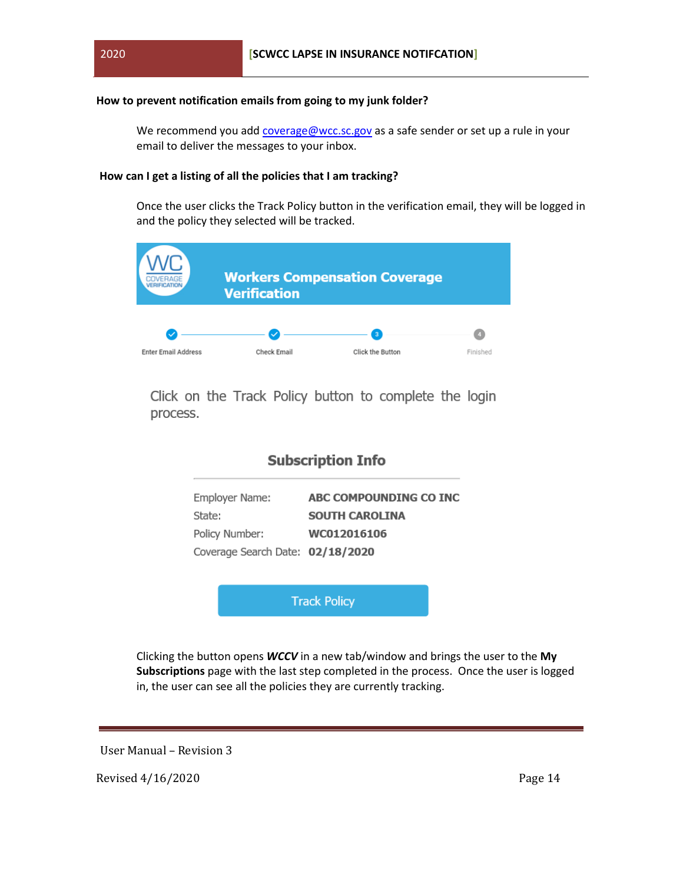**How to prevent notification emails from going to my junk folder?**

We recommend you add coverage@wcc.sc.gov as a safe sender or set up a rule in your email to deliver the messages to your inbox.

**How can I get a listing of all the policies that I am tracking?**

Once the user clicks the Track Policy button in the verification email, they will be logged in and the policy they selected will be tracked.

WC COVERAGE VERIFICATION

Workers Compensation Coverage Verification

Enter Email Address
Check Email
Click the Button
Finished

Click on the Track Policy button to complete the login process.

Subscription Info

Employer Name: ABC COMPOUNDING CO INC
State: SOUTH CAROLINA
Policy Number: WC012016106
Coverage Search Date: 02/18/2020

Track Policy

Clicking the button opens ***WCCV*** in a new tab/window and brings the user to the **My Subscriptions** page with the last step completed in the process. Once the user is logged in, the user can see all the policies they are currently tracking.